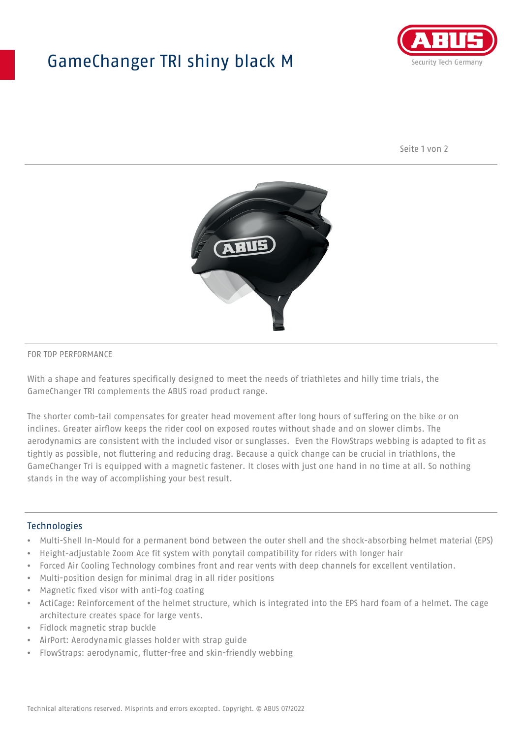# GameChanger TRI shiny black M

FOR TOP PERFORMANCE

With a shape and features specifically designed to meet the needs of triathletes and hilly time trials, the GameChanger TRI complements the ABUS road product range.

The shorter comb-tail compensates for greater head movement after long hours of suffering on the bike or on inclines. Greater airflow keeps the rider cool on exposed routes without shade and on slower climbs. The aerodynamics are consistent with the included visor or sunglasses.  Even the FlowStraps webbing is adapted to fit as tightly as possible, not fluttering and reducing drag. Because a quick change can be crucial in triathlons, the GameChanger Tri is equipped with a magnetic fastener. It closes with just one hand in no time at all. So nothing stands in the way of accomplishing your best result.

## Technologies

- Multi-Shell In-Mould for a permanent bond between the outer shell and the shock-absorbing helmet material (EPS)
- Height-adjustable Zoom Ace fit system with ponytail compatibility for riders with longer hair
- Forced Air Cooling Technology combines front and rear vents with deep channels for excellent ventilation.
- Multi-position design for minimal drag in all rider positions
- Magnetic fixed visor with anti-fog coating
- ActiCage: Reinforcement of the helmet structure, which is integrated into the EPS hard foam of a helmet. The cage architecture creates space for large vents.
- Fidlock magnetic strap buckle
- AirPort: Aerodynamic glasses holder with strap guide
- FlowStraps: aerodynamic, flutter-free and skin-friendly webbing

Technical alterations reserved. Misprints and errors excepted. Copyright. © ABUS 07/2022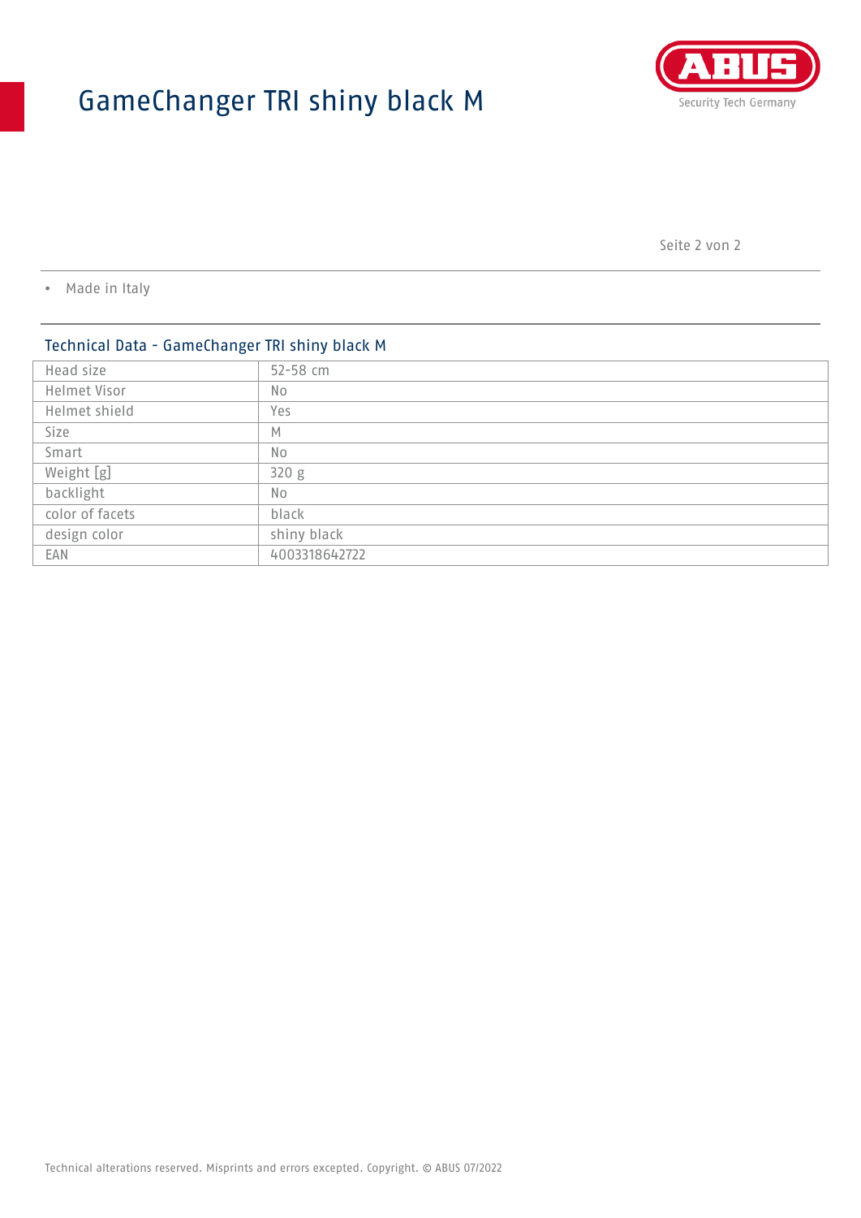# GameChanger TRI shiny black M

- Made in Italy

## Technical Data - GameChanger TRI shiny black M

| | |
|---|---|
| Head size | 52-58 cm |
| Helmet Visor | No |
| Helmet shield | Yes |
| Size | M |
| Smart | No |
| Weight [g] | 320 g |
| backlight | No |
| color of facets | black |
| design color | shiny black |
| EAN | 4003318642722 |

Technical alterations reserved. Misprints and errors excepted. Copyright. © ABUS 07/2022